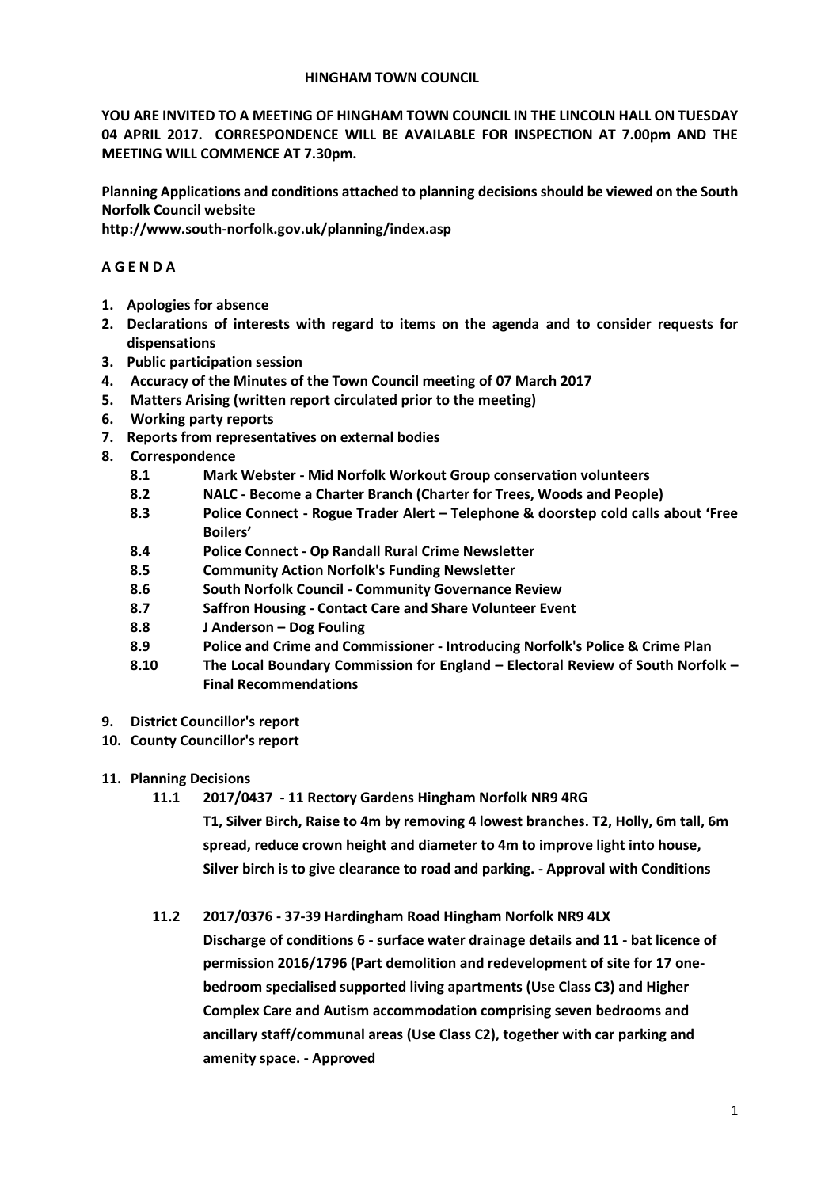# HINGHAM TOWN COUNCIL

**YOU ARE INVITED TO A MEETING OF HINGHAM TOWN COUNCIL IN THE LINCOLN HALL ON TUESDAY 04 APRIL 2017. CORRESPONDENCE WILL BE AVAILABLE FOR INSPECTION AT 7.00pm AND THE MEETING WILL COMMENCE AT 7.30pm.**

**Planning Applications and conditions attached to planning decisions should be viewed on the South Norfolk Council website**
**http://www.south-norfolk.gov.uk/planning/index.asp**

## A G E N D A

1. **Apologies for absence**
2. **Declarations of interests with regard to items on the agenda and to consider requests for dispensations**
3. **Public participation session**
4. **Accuracy of the Minutes of the Town Council meeting of 07 March 2017**
5. **Matters Arising (written report circulated prior to the meeting)**
6. **Working party reports**
7. **Reports from representatives on external bodies**
8. **Correspondence**
   - **8.1** **Mark Webster - Mid Norfolk Workout Group conservation volunteers**
   - **8.2** **NALC - Become a Charter Branch (Charter for Trees, Woods and People)**
   - **8.3** **Police Connect - Rogue Trader Alert – Telephone & doorstep cold calls about 'Free Boilers'**
   - **8.4** **Police Connect - Op Randall Rural Crime Newsletter**
   - **8.5** **Community Action Norfolk's Funding Newsletter**
   - **8.6** **South Norfolk Council - Community Governance Review**
   - **8.7** **Saffron Housing - Contact Care and Share Volunteer Event**
   - **8.8** **J Anderson – Dog Fouling**
   - **8.9** **Police and Crime and Commissioner - Introducing Norfolk's Police & Crime Plan**
   - **8.10** **The Local Boundary Commission for England – Electoral Review of South Norfolk – Final Recommendations**
9. **District Councillor's report**
10. **County Councillor's report**
11. **Planning Decisions**
    - **11.1** **2017/0437 - 11 Rectory Gardens Hingham Norfolk NR9 4RG**
      **T1, Silver Birch, Raise to 4m by removing 4 lowest branches. T2, Holly, 6m tall, 6m spread, reduce crown height and diameter to 4m to improve light into house, Silver birch is to give clearance to road and parking. - Approval with Conditions**
    - **11.2** **2017/0376 - 37-39 Hardingham Road Hingham Norfolk NR9 4LX**
      **Discharge of conditions 6 - surface water drainage details and 11 - bat licence of permission 2016/1796 (Part demolition and redevelopment of site for 17 one-bedroom specialised supported living apartments (Use Class C3) and Higher Complex Care and Autism accommodation comprising seven bedrooms and ancillary staff/communal areas (Use Class C2), together with car parking and amenity space. - Approved**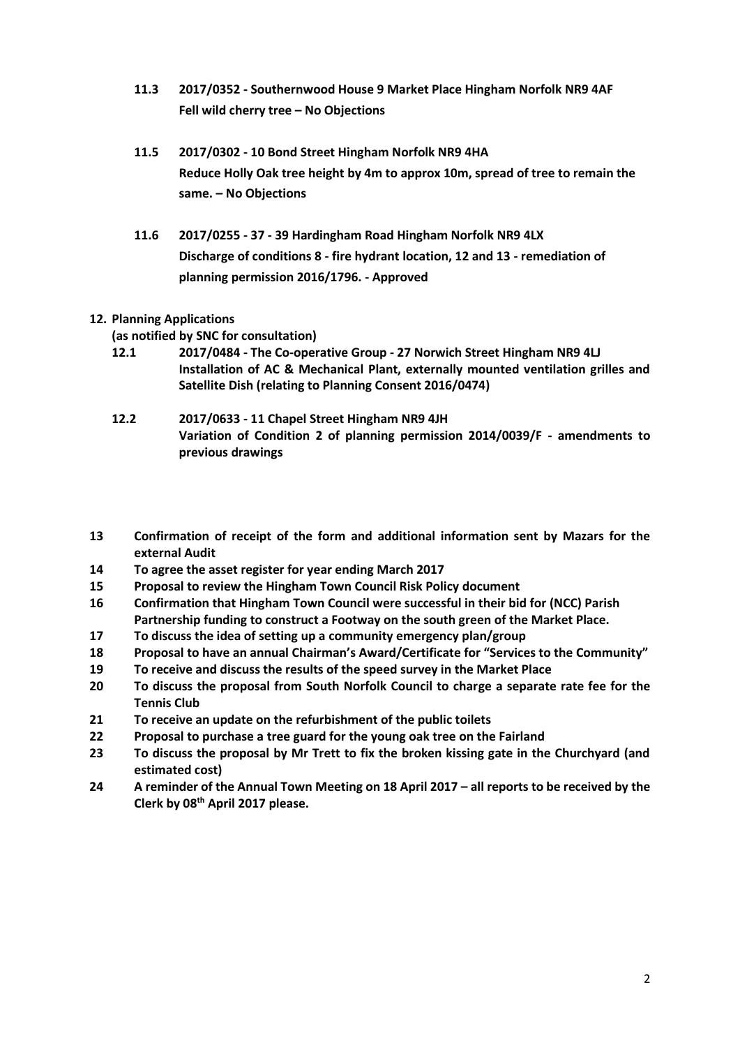**11.3 2017/0352 - Southernwood House 9 Market Place Hingham Norfolk NR9 4AF**
**Fell wild cherry tree – No Objections**

**11.5 2017/0302 - 10 Bond Street Hingham Norfolk NR9 4HA**
**Reduce Holly Oak tree height by 4m to approx 10m, spread of tree to remain the same. – No Objections**

**11.6 2017/0255 - 37 - 39 Hardingham Road Hingham Norfolk NR9 4LX**
**Discharge of conditions 8 - fire hydrant location, 12 and 13 - remediation of planning permission 2016/1796. - Approved**

**12. Planning Applications**
**(as notified by SNC for consultation)**

**12.1 2017/0484 - The Co-operative Group - 27 Norwich Street Hingham NR9 4LJ**
**Installation of AC & Mechanical Plant, externally mounted ventilation grilles and Satellite Dish (relating to Planning Consent 2016/0474)**

**12.2 2017/0633 - 11 Chapel Street Hingham NR9 4JH**
**Variation of Condition 2 of planning permission 2014/0039/F - amendments to previous drawings**

**13** **Confirmation of receipt of the form and additional information sent by Mazars for the external Audit**
**14** **To agree the asset register for year ending March 2017**
**15** **Proposal to review the Hingham Town Council Risk Policy document**
**16** **Confirmation that Hingham Town Council were successful in their bid for (NCC) Parish Partnership funding to construct a Footway on the south green of the Market Place.**
**17** **To discuss the idea of setting up a community emergency plan/group**
**18** **Proposal to have an annual Chairman's Award/Certificate for "Services to the Community"**
**19** **To receive and discuss the results of the speed survey in the Market Place**
**20** **To discuss the proposal from South Norfolk Council to charge a separate rate fee for the Tennis Club**
**21** **To receive an update on the refurbishment of the public toilets**
**22** **Proposal to purchase a tree guard for the young oak tree on the Fairland**
**23** **To discuss the proposal by Mr Trett to fix the broken kissing gate in the Churchyard (and estimated cost)**
**24** **A reminder of the Annual Town Meeting on 18 April 2017 – all reports to be received by the Clerk by 08th April 2017 please.**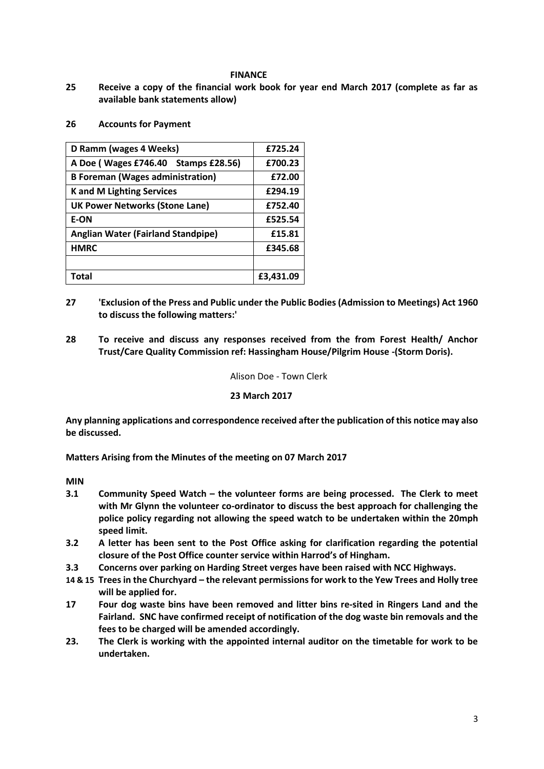**FINANCE**

**25 Receive a copy of the financial work book for year end March 2017 (complete as far as available bank statements allow)**

**26 Accounts for Payment**

| | |
|---|---|
| **D Ramm (wages 4 Weeks)** | **£725.24** |
| **A Doe ( Wages £746.40 Stamps £28.56)** | **£700.23** |
| **B Foreman (Wages administration)** | **£72.00** |
| **K and M Lighting Services** | **£294.19** |
| **UK Power Networks (Stone Lane)** | **£752.40** |
| **E-ON** | **£525.54** |
| **Anglian Water (Fairland Standpipe)** | **£15.81** |
| **HMRC** | **£345.68** |
| | |
| **Total** | **£3,431.09** |

**27 'Exclusion of the Press and Public under the Public Bodies (Admission to Meetings) Act 1960 to discuss the following matters:'**

**28 To receive and discuss any responses received from the from Forest Health/ Anchor Trust/Care Quality Commission ref: Hassingham House/Pilgrim House -(Storm Doris).**

Alison Doe - Town Clerk

**23 March 2017**

**Any planning applications and correspondence received after the publication of this notice may also be discussed.**

**Matters Arising from the Minutes of the meeting on 07 March 2017**

**MIN**

- **3.1 Community Speed Watch – the volunteer forms are being processed. The Clerk to meet with Mr Glynn the volunteer co-ordinator to discuss the best approach for challenging the police policy regarding not allowing the speed watch to be undertaken within the 20mph speed limit.**
- **3.2 A letter has been sent to the Post Office asking for clarification regarding the potential closure of the Post Office counter service within Harrod's of Hingham.**
- **3.3 Concerns over parking on Harding Street verges have been raised with NCC Highways.**
- **14 & 15 Trees in the Churchyard – the relevant permissions for work to the Yew Trees and Holly tree will be applied for.**
- **17 Four dog waste bins have been removed and litter bins re-sited in Ringers Land and the Fairland. SNC have confirmed receipt of notification of the dog waste bin removals and the fees to be charged will be amended accordingly.**
- **23. The Clerk is working with the appointed internal auditor on the timetable for work to be undertaken.**